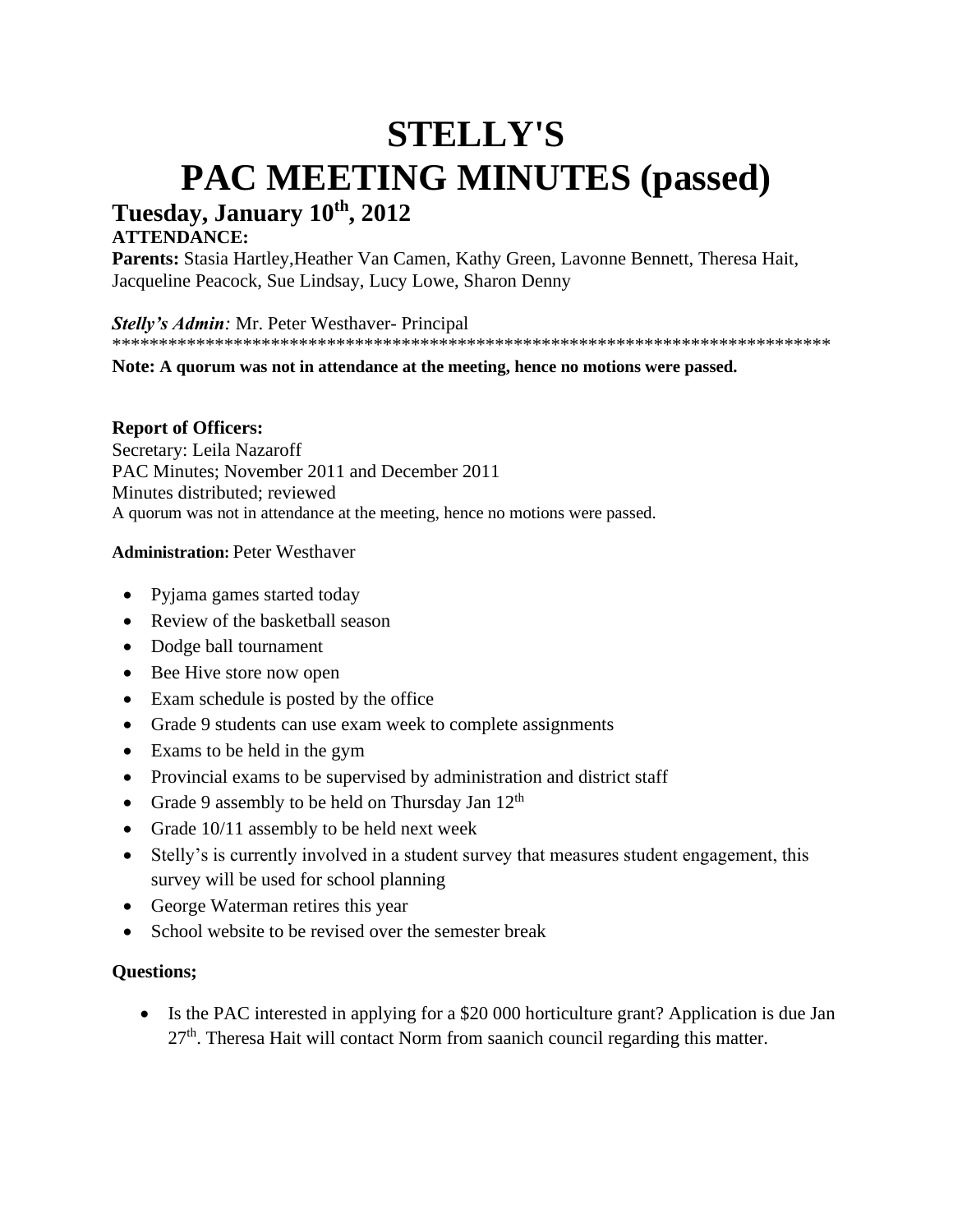# STELLY'S
# PAC MEETING MINUTES (passed)

## Tuesday, January 10th, 2012

**ATTENDANCE:**

**Parents:** Stasia Hartley,Heather Van Camen, Kathy Green, Lavonne Bennett, Theresa Hait, Jacqueline Peacock, Sue Lindsay, Lucy Lowe, Sharon Denny

***Stelly's Admin**:* Mr. Peter Westhaver- Principal

*******************************************************************************

**Note: A quorum was not in attendance at the meeting, hence no motions were passed.**

**Report of Officers:**
Secretary: Leila Nazaroff
PAC Minutes; November 2011 and December 2011
Minutes distributed; reviewed
A quorum was not in attendance at the meeting, hence no motions were passed.

**Administration:** Peter Westhaver

- Pyjama games started today
- Review of the basketball season
- Dodge ball tournament
- Bee Hive store now open
- Exam schedule is posted by the office
- Grade 9 students can use exam week to complete assignments
- Exams to be held in the gym
- Provincial exams to be supervised by administration and district staff
- Grade 9 assembly to be held on Thursday Jan 12th
- Grade 10/11 assembly to be held next week
- Stelly's is currently involved in a student survey that measures student engagement, this survey will be used for school planning
- George Waterman retires this year
- School website to be revised over the semester break

**Questions;**

- Is the PAC interested in applying for a $20 000 horticulture grant? Application is due Jan 27th. Theresa Hait will contact Norm from saanich council regarding this matter.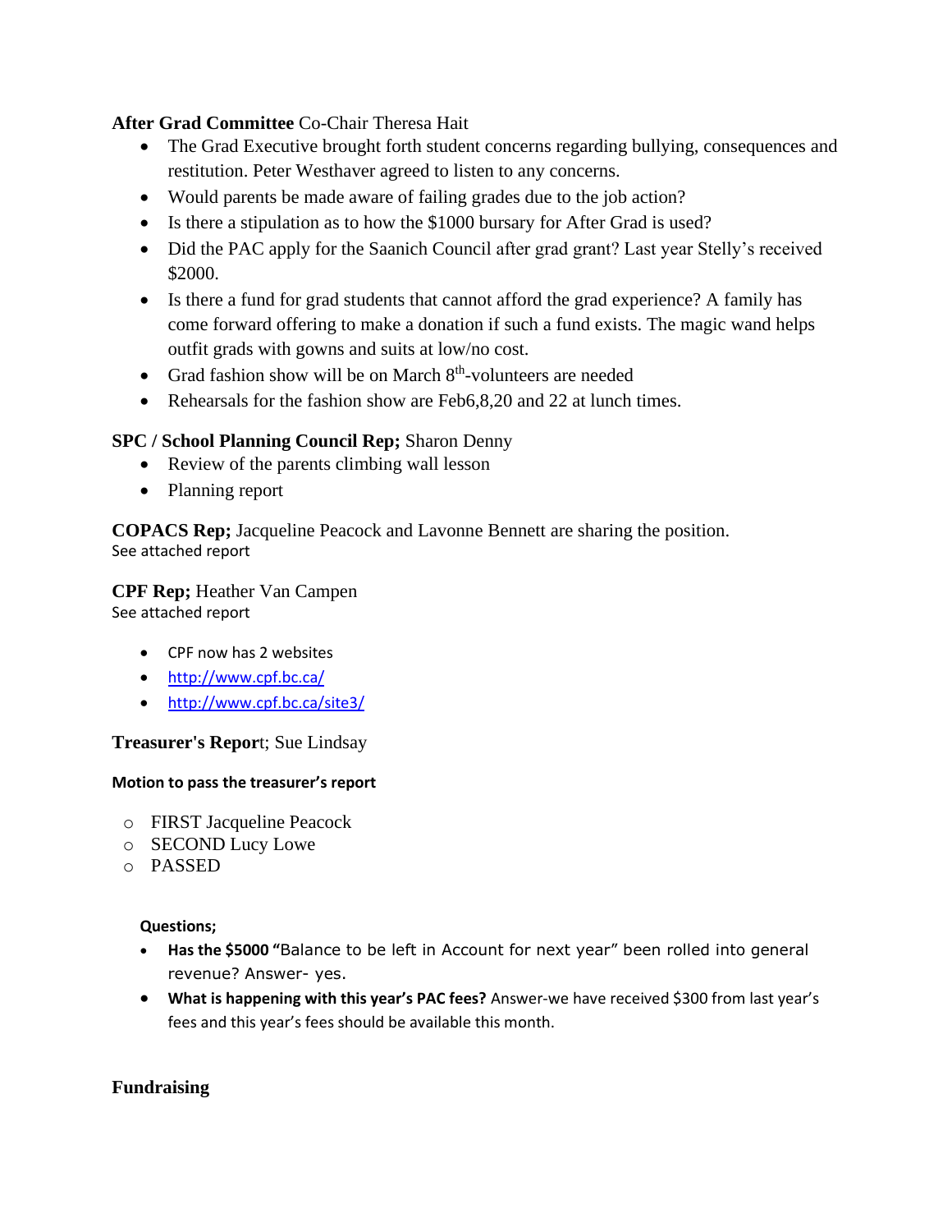**After Grad Committee** Co-Chair Theresa Hait

- The Grad Executive brought forth student concerns regarding bullying, consequences and restitution. Peter Westhaver agreed to listen to any concerns.
- Would parents be made aware of failing grades due to the job action?
- Is there a stipulation as to how the $1000 bursary for After Grad is used?
- Did the PAC apply for the Saanich Council after grad grant? Last year Stelly's received $2000.
- Is there a fund for grad students that cannot afford the grad experience? A family has come forward offering to make a donation if such a fund exists. The magic wand helps outfit grads with gowns and suits at low/no cost.
- Grad fashion show will be on March 8th-volunteers are needed
- Rehearsals for the fashion show are Feb6,8,20 and 22 at lunch times.

**SPC / School Planning Council Rep;** Sharon Denny

- Review of the parents climbing wall lesson
- Planning report

**COPACS Rep;** Jacqueline Peacock and Lavonne Bennett are sharing the position.
See attached report

**CPF Rep;** Heather Van Campen
See attached report

- CPF now has 2 websites
- http://www.cpf.bc.ca/
- http://www.cpf.bc.ca/site3/

**Treasurer's Report**; Sue Lindsay

**Motion to pass the treasurer's report**

- FIRST Jacqueline Peacock
- SECOND Lucy Lowe
- PASSED

**Questions;**

- **Has the $5000 "**Balance to be left in Account for next year" been rolled into general revenue? Answer- yes.
- **What is happening with this year's PAC fees?** Answer-we have received $300 from last year's fees and this year's fees should be available this month.

**Fundraising**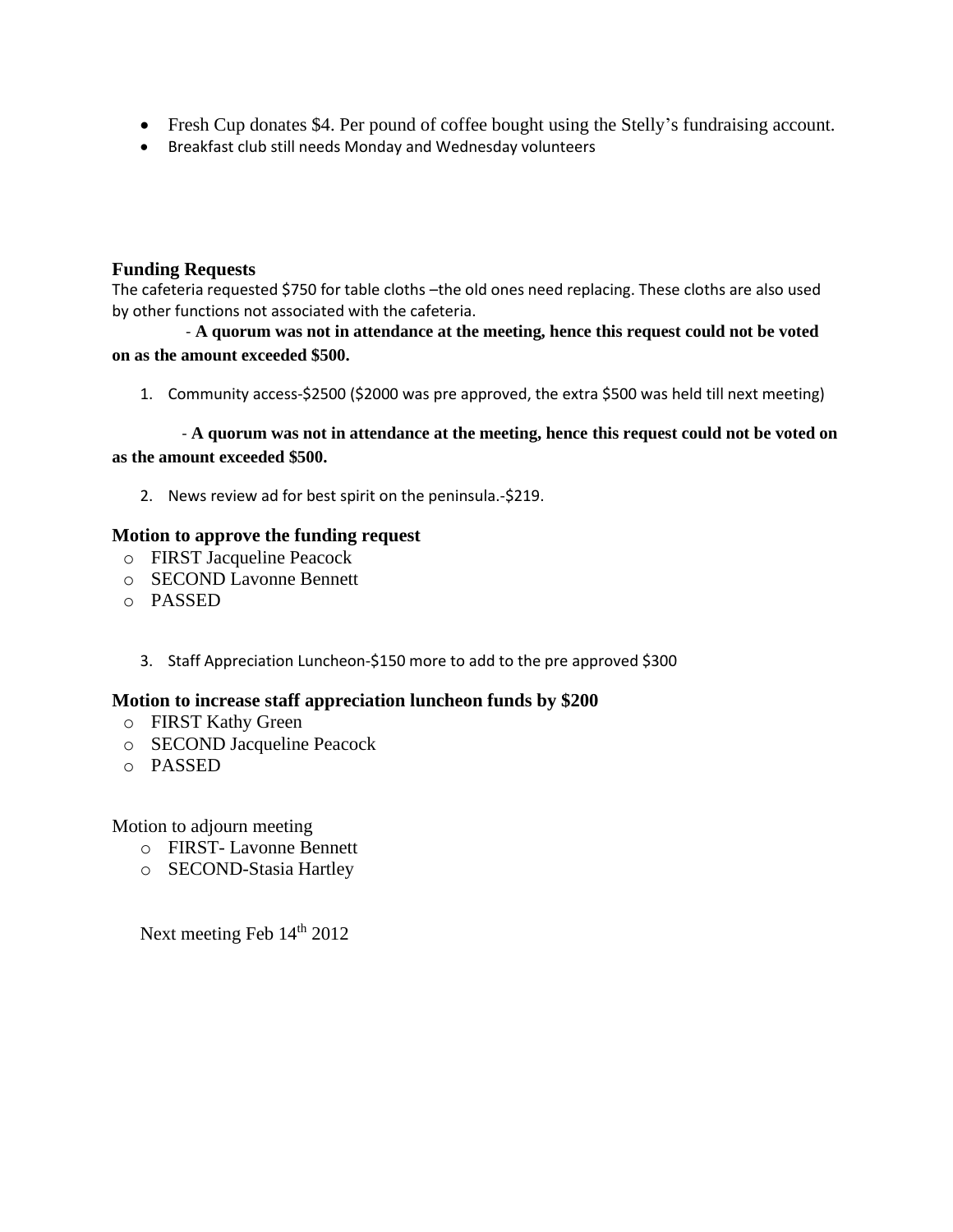- Fresh Cup donates $4. Per pound of coffee bought using the Stelly's fundraising account.
- Breakfast club still needs Monday and Wednesday volunteers

### Funding Requests

The cafeteria requested $750 for table cloths –the old ones need replacing. These cloths are also used by other functions not associated with the cafeteria.

- **A quorum was not in attendance at the meeting, hence this request could not be voted on as the amount exceeded $500.**

1. Community access-$2500 ($2000 was pre approved, the extra $500 was held till next meeting)

- **A quorum was not in attendance at the meeting, hence this request could not be voted on as the amount exceeded $500.**

2. News review ad for best spirit on the peninsula.-$219.

### Motion to approve the funding request

- FIRST Jacqueline Peacock
- SECOND Lavonne Bennett
- PASSED

3. Staff Appreciation Luncheon-$150 more to add to the pre approved $300

### Motion to increase staff appreciation luncheon funds by $200

- FIRST Kathy Green
- SECOND Jacqueline Peacock
- PASSED

Motion to adjourn meeting

- FIRST- Lavonne Bennett
- SECOND-Stasia Hartley

Next meeting Feb 14th 2012